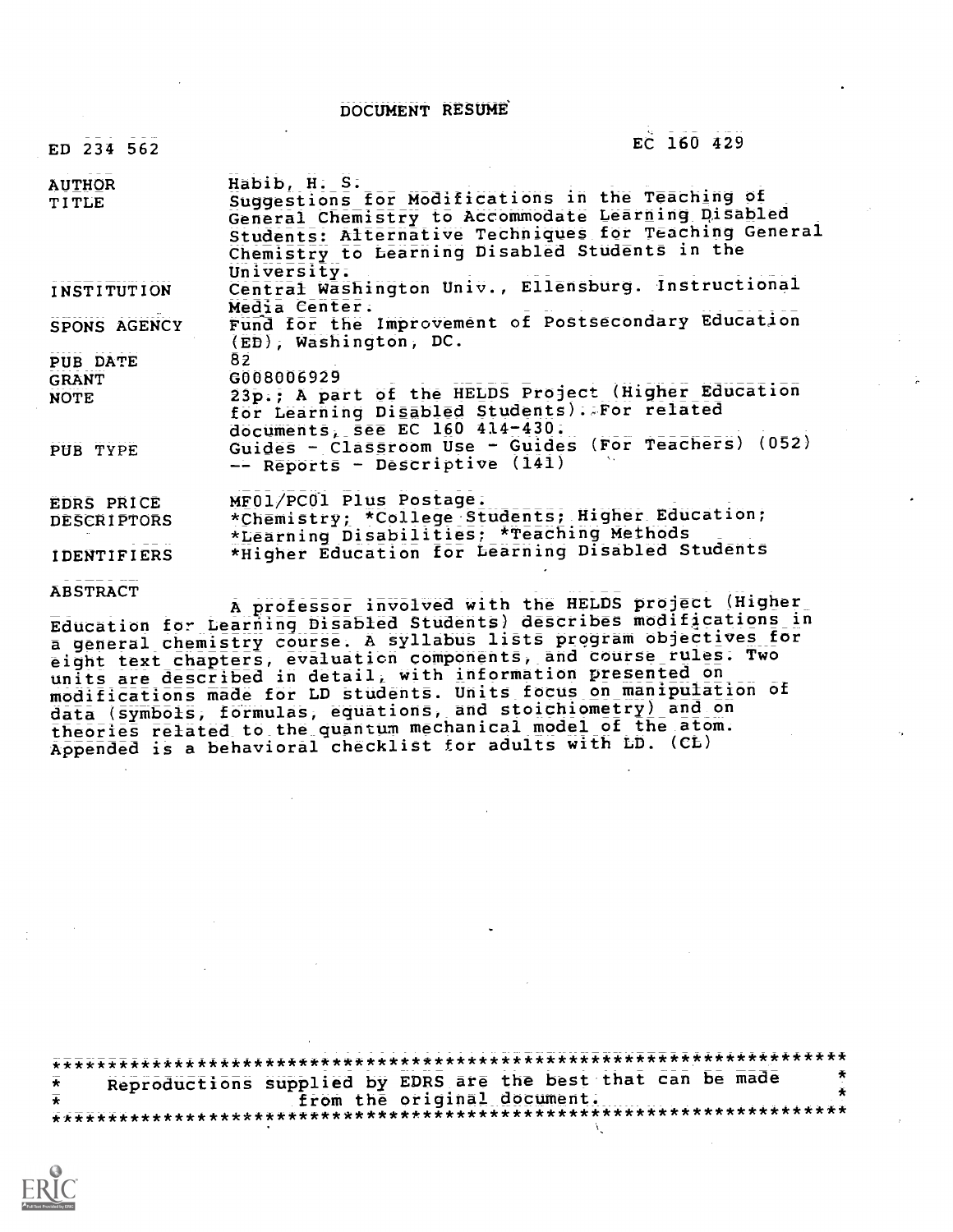# DOCUMENT RESUME

ED 234 562 EC 160 429

| | |
|---|---|
| AUTHOR | Habib, H. S. |
| TITLE | Suggestions for Modifications in the Teaching of General Chemistry to Accommodate Learning Disabled Students: Alternative Techniques for Teaching General Chemistry to Learning Disabled Students in the University. |
| INSTITUTION | Central Washington Univ., Ellensburg. Instructional Media Center. |
| SPONS AGENCY | Fund for the Improvement of Postsecondary Education (ED), Washington, DC. |
| PUB DATE | 82 |
| GRANT | G008006929 |
| NOTE | 23p.; A part of the HELDS Project (Higher Education for Learning Disabled Students). For related documents, see EC 160 414-430. |
| PUB TYPE | Guides - Classroom Use - Guides (For Teachers) (052) -- Reports - Descriptive (141) |
| EDRS PRICE | MF01/PC01 Plus Postage. |
| DESCRIPTORS | *Chemistry; *College Students; Higher Education; *Learning Disabilities; *Teaching Methods |
| IDENTIFIERS | *Higher Education for Learning Disabled Students |

ABSTRACT

A professor involved with the HELDS project (Higher Education for Learning Disabled Students) describes modifications in a general chemistry course. A syllabus lists program objectives for eight text chapters, evaluation components, and course rules. Two units are described in detail, with information presented on modifications made for LD students. Units focus on manipulation of data (symbols, formulas, equations, and stoichiometry) and on theories related to the quantum mechanical model of the atom. Appended is a behavioral checklist for adults with LD. (CL)

***********************************************************************
* Reproductions supplied by EDRS are the best that can be made *
* from the original document. *
***********************************************************************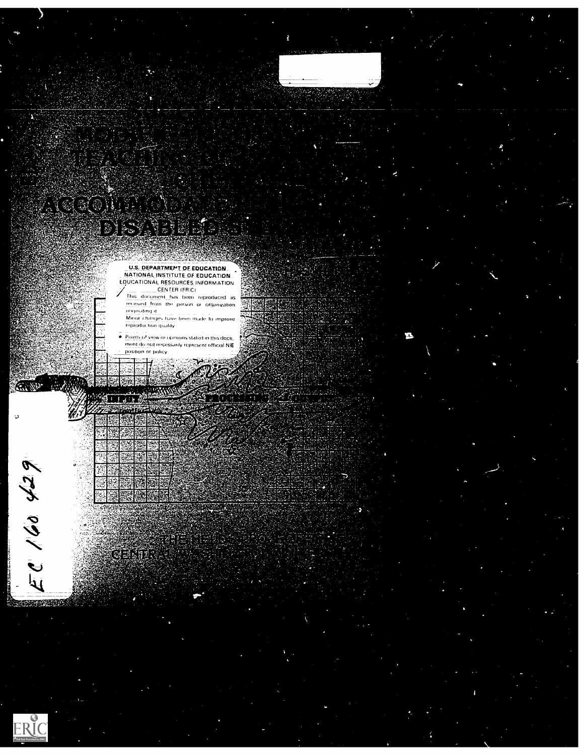U.S. DEPARTMENT OF EDUCATION
NATIONAL INSTITUTE OF EDUCATION
EDUCATIONAL RESOURCES INFORMATION CENTER (ERIC)

This document has been reproduced as received from the person or organization originating it.

Minor changes have been made to improve reproduction quality.

- Points of view or opinions stated in this document do not necessarily represent official NIE position or policy.

EC 160 429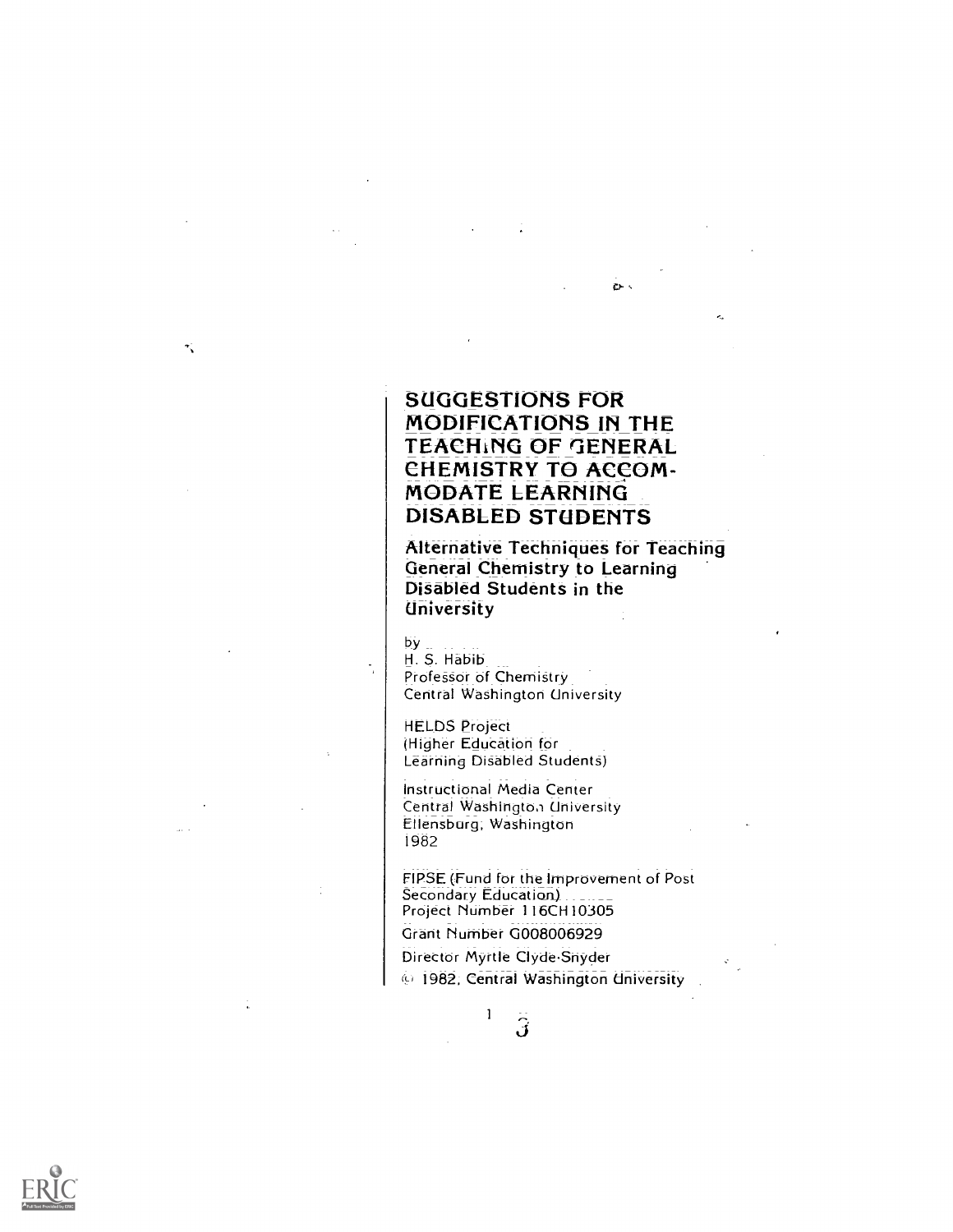# SUGGESTIONS FOR MODIFICATIONS IN THE TEACHING OF GENERAL CHEMISTRY TO ACCOMMODATE LEARNING DISABLED STUDENTS

## Alternative Techniques for Teaching General Chemistry to Learning Disabled Students in the University

by
H. S. Habib
Professor of Chemistry
Central Washington University

HELDS Project
(Higher Education for Learning Disabled Students)

Instructional Media Center
Central Washington University
Ellensburg, Washington
1982

FIPSE (Fund for the Improvement of Post Secondary Education)
Project Number 116CH10305

Grant Number G008006929

Director Myrtle Clyde-Snyder

© 1982, Central Washington University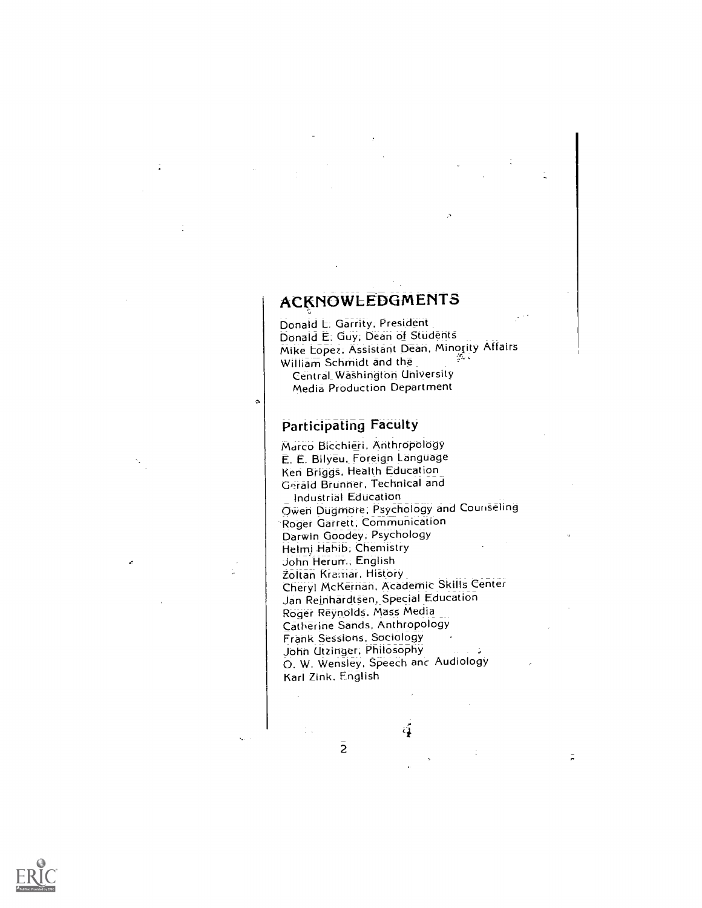# ACKNOWLEDGMENTS

Donald L. Garrity, President
Donald E. Guy, Dean of Students
Mike Lopez, Assistant Dean, Minority Affairs
William Schmidt and the
Central Washington University
Media Production Department

## Participating Faculty

Marco Bicchieri, Anthropology
E. E. Bilyeu, Foreign Language
Ken Briggs, Health Education
Gerald Brunner, Technical and
Industrial Education
Owen Dugmore, Psychology and Counseling
Roger Garrett, Communication
Darwin Goodey, Psychology
Helmi Habib, Chemistry
John Herum, English
Zoltan Kramar, History
Cheryl McKernan, Academic Skills Center
Jan Reinhardtsen, Special Education
Roger Reynolds, Mass Media
Catherine Sands, Anthropology
Frank Sessions, Sociology
John Utzinger, Philosophy
O. W. Wensley, Speech and Audiology
Karl Zink, English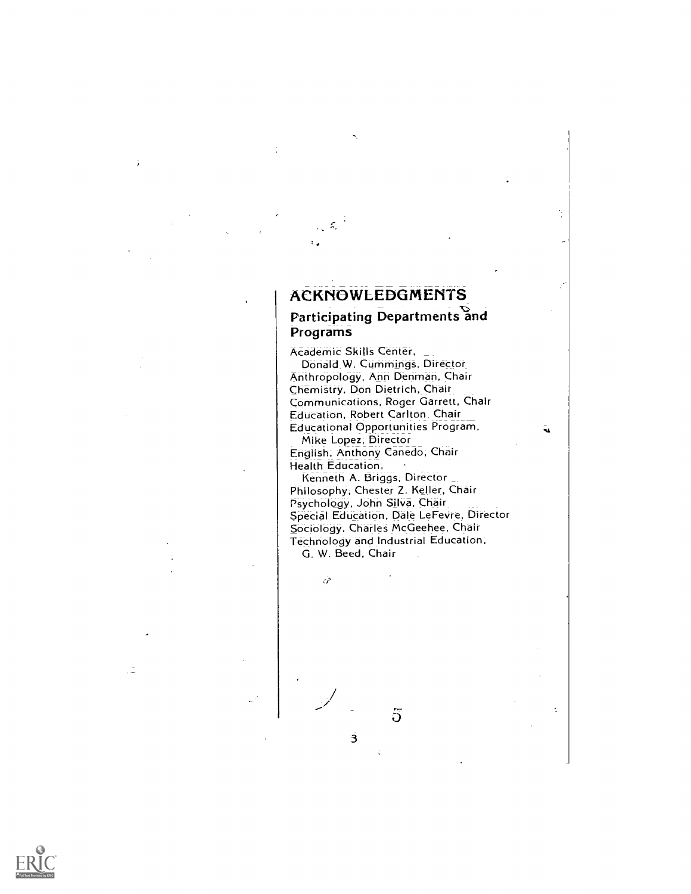# ACKNOWLEDGMENTS

## Participating Departments and Programs

Academic Skills Center,
  Donald W. Cummings, Director
Anthropology, Ann Denman, Chair
Chemistry, Don Dietrich, Chair
Communications, Roger Garrett, Chair
Education, Robert Carlton, Chair
Educational Opportunities Program,
  Mike Lopez, Director
English, Anthony Canedo, Chair
Health Education,
  Kenneth A. Briggs, Director
Philosophy, Chester Z. Keller, Chair
Psychology, John Silva, Chair
Special Education, Dale LeFevre, Director
Sociology, Charles McGeehee, Chair
Technology and Industrial Education,
  G. W. Beed, Chair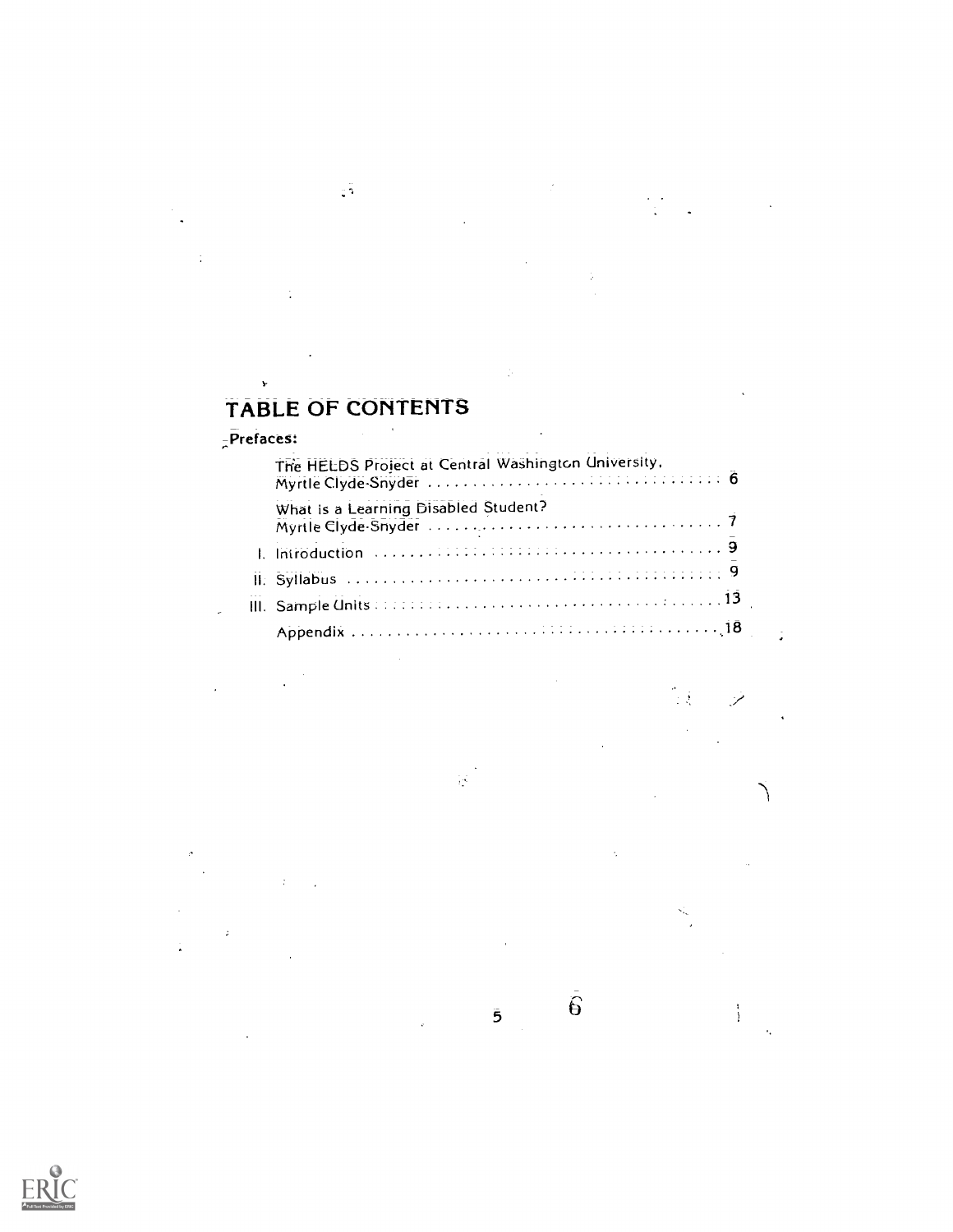# TABLE OF CONTENTS

**Prefaces:**

The HELDS Project at Central Washington University, Myrtle Clyde-Snyder ................................ 6

What is a Learning Disabled Student? Myrtle Clyde-Snyder ................................ 7

I. Introduction ................................ 9

II. Syllabus ................................ 9

III. Sample Units ................................ 13

Appendix ................................ 18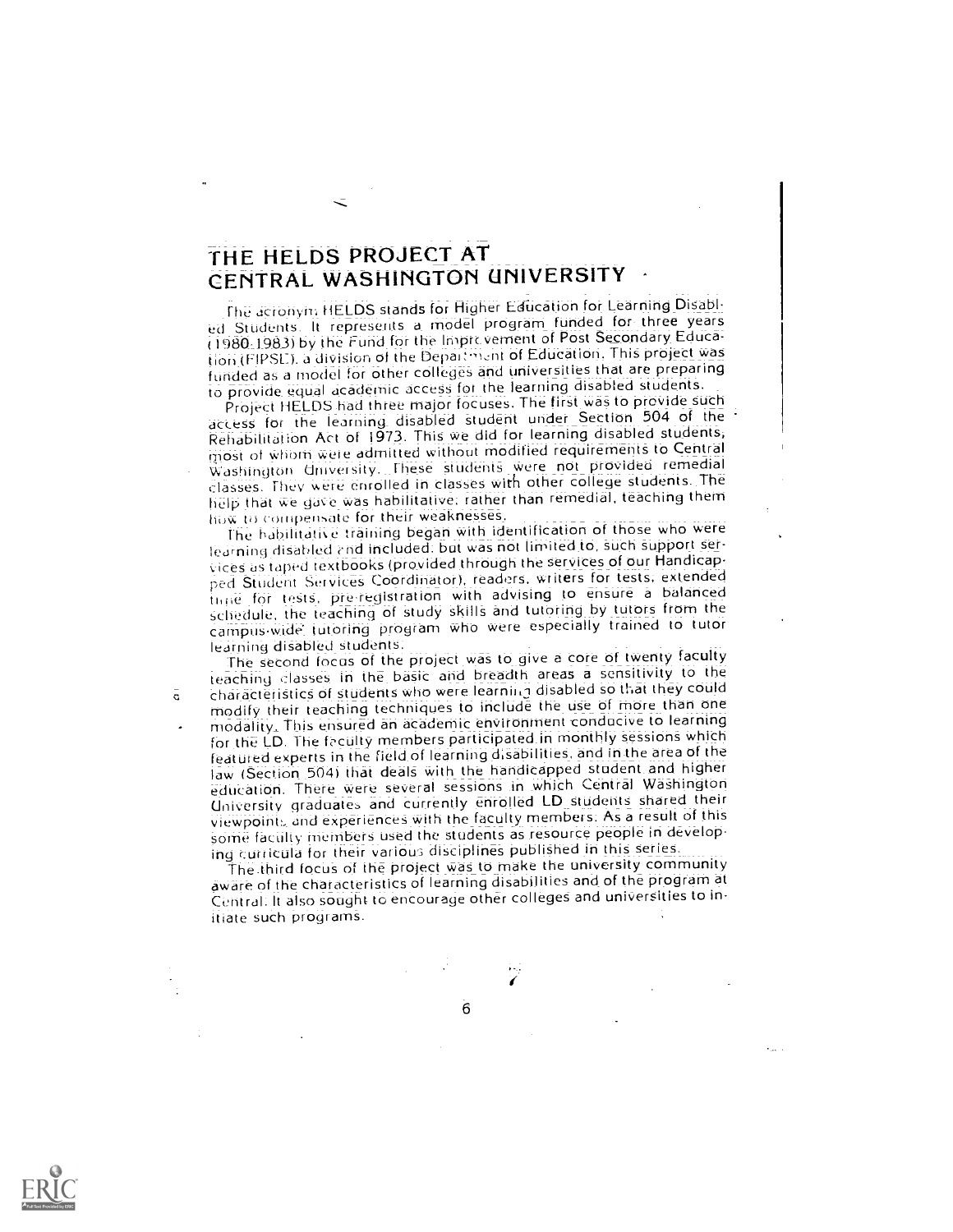# THE HELDS PROJECT AT CENTRAL WASHINGTON UNIVERSITY

The acronym HELDS stands for Higher Education for Learning Disabled Students. It represents a model program funded for three years (1980-1983) by the Fund for the Improvement of Post Secondary Education (FIPSE), a division of the Department of Education. This project was funded as a model for other colleges and universities that are preparing to provide equal academic access for the learning disabled students.

Project HELDS had three major focuses. The first was to provide such access for the learning disabled student under Section 504 of the Rehabilitation Act of 1973. This we did for learning disabled students, most of whom were admitted without modified requirements to Central Washington University. These students were not provided remedial classes. They were enrolled in classes with other college students. The help that we gave was habilitative, rather than remedial, teaching them how to compensate for their weaknesses.

The habilitative training began with identification of those who were learning disabled and included, but was not limited to, such support services as taped textbooks (provided through the services of our Handicapped Student Services Coordinator), readers, writers for tests, extended time for tests, pre-registration with advising to ensure a balanced schedule, the teaching of study skills and tutoring by tutors from the campus-wide tutoring program who were especially trained to tutor learning disabled students.

The second focus of the project was to give a core of twenty faculty teaching classes in the basic and breadth areas a sensitivity to the characteristics of students who were learning disabled so that they could modify their teaching techniques to include the use of more than one modality. This ensured an academic environment conducive to learning for the LD. The faculty members participated in monthly sessions which featured experts in the field of learning disabilities, and in the area of the law (Section 504) that deals with the handicapped student and higher education. There were several sessions in which Central Washington University graduates and currently enrolled LD students shared their viewpoints and experiences with the faculty members. As a result of this some faculty members used the students as resource people in developing curricula for their various disciplines published in this series.

The third focus of the project was to make the university community aware of the characteristics of learning disabilities and of the program at Central. It also sought to encourage other colleges and universities to initiate such programs.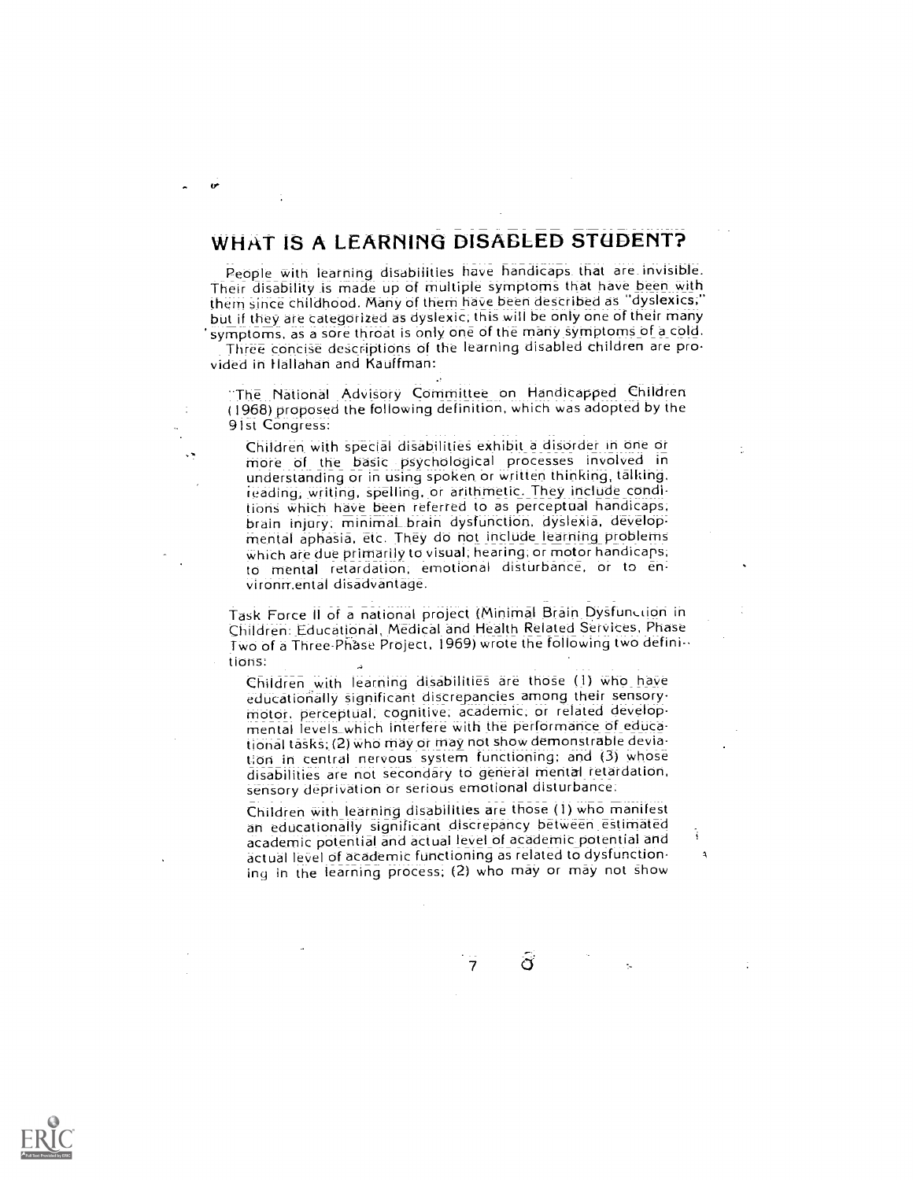## WHAT IS A LEARNING DISABLED STUDENT?

People with learning disabilities have handicaps that are invisible. Their disability is made up of multiple symptoms that have been with them since childhood. Many of them have been described as "dyslexics," but if they are categorized as dyslexic, this will be only one of their many symptoms, as a sore throat is only one of the many symptoms of a cold.

Three concise descriptions of the learning disabled children are provided in Hallahan and Kauffman:

> "The National Advisory Committee on Handicapped Children (1968) proposed the following definition, which was adopted by the 91st Congress:
>
> > Children with special disabilities exhibit a disorder in one or more of the basic psychological processes involved in understanding or in using spoken or written thinking, talking, reading, writing, spelling, or arithmetic. They include conditions which have been referred to as perceptual handicaps, brain injury, minimal brain dysfunction, dyslexia, developmental aphasia, etc. They do not include learning problems which are due primarily to visual, hearing, or motor handicaps, to mental retardation, emotional disturbance, or to environmental disadvantage.
>
> Task Force II of a national project (Minimal Brain Dysfunction in Children: Educational, Medical and Health Related Services, Phase Two of a Three-Phase Project, 1969) wrote the following two definitions:
>
> > Children with learning disabilities are those (1) who have educationally significant discrepancies among their sensory-motor, perceptual, cognitive, academic, or related developmental levels which interfere with the performance of educational tasks; (2) who may or may not show demonstrable deviation in central nervous system functioning; and (3) whose disabilities are not secondary to general mental retardation, sensory deprivation or serious emotional disturbance.
> >
> > Children with learning disabilities are those (1) who manifest an educationally significant discrepancy between estimated academic potential and actual level of academic potential and actual level of academic functioning as related to dysfunctioning in the learning process; (2) who may or may not show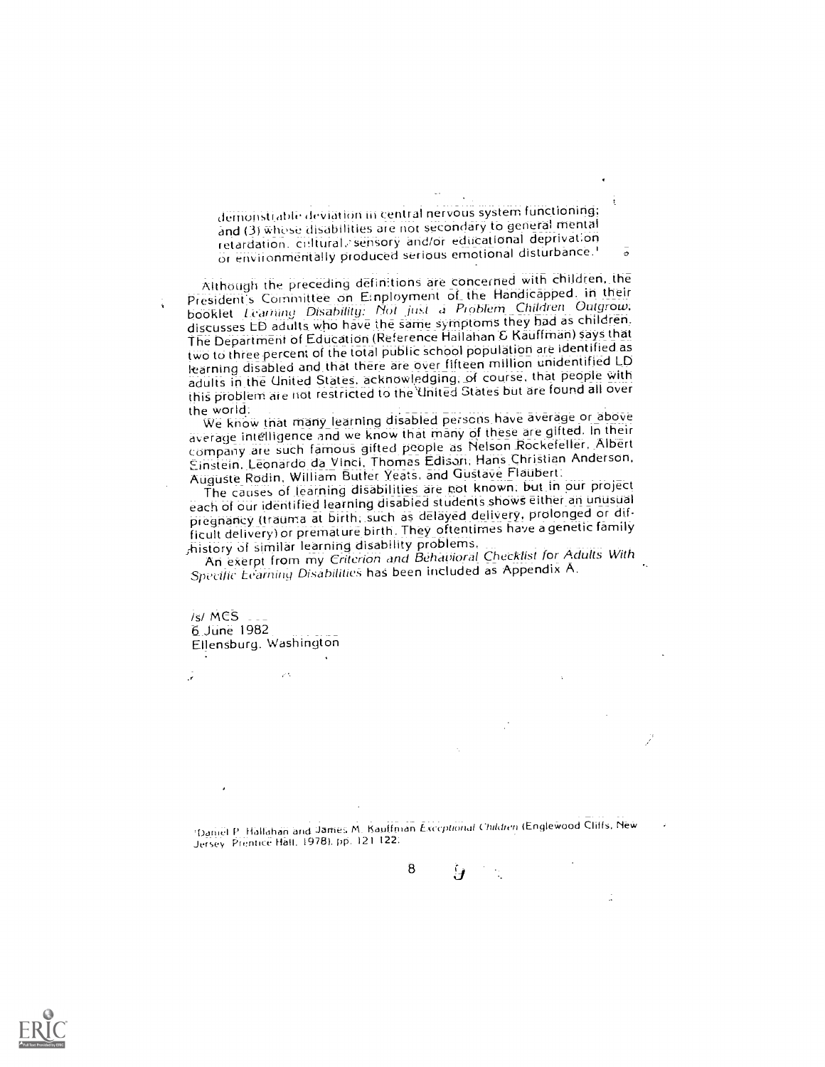demonstrable deviation in central nervous system functioning; and (3) whose disabilities are not secondary to general mental retardation, cultural, sensory and/or educational deprivation or environmentally produced serious emotional disturbance.[1]

Although the preceding definitions are concerned with children, the President's Committee on Employment of the Handicapped, in their booklet *Learning Disability: Not just a Problem Children Outgrow,* discusses LD adults who have the same symptoms they had as children. The Department of Education (Reference Hallahan & Kauffman) says that two to three percent of the total public school population are identified as learning disabled and that there are over fifteen million unidentified LD adults in the United States, acknowledging, of course, that people with this problem are not restricted to the United States but are found all over the world.

We know that many learning disabled persons have average or above average intelligence and we know that many of these are gifted. In their company are such famous gifted people as Nelson Rockefeller, Albert Einstein, Leonardo da Vinci, Thomas Edison, Hans Christian Anderson, Auguste Rodin, William Butler Yeats, and Gustave Flaubert.

The causes of learning disabilities are not known, but in our project each of our identified learning disabled students shows either an unusual pregnancy (trauma at birth, such as delayed delivery, prolonged or difficult delivery) or premature birth. They oftentimes have a genetic family history of similar learning disability problems.

An exerpt from my *Criterion and Behavioral Checklist for Adults With Specific Learning Disabilities* has been included as Appendix A.

/s/ MCS
6 June 1982
Ellensburg, Washington

[1] Daniel P. Hallahan and James M. Kauffman *Exceptional Children* (Englewood Cliffs, New Jersey: Prentice Hall, 1978), pp. 121-122.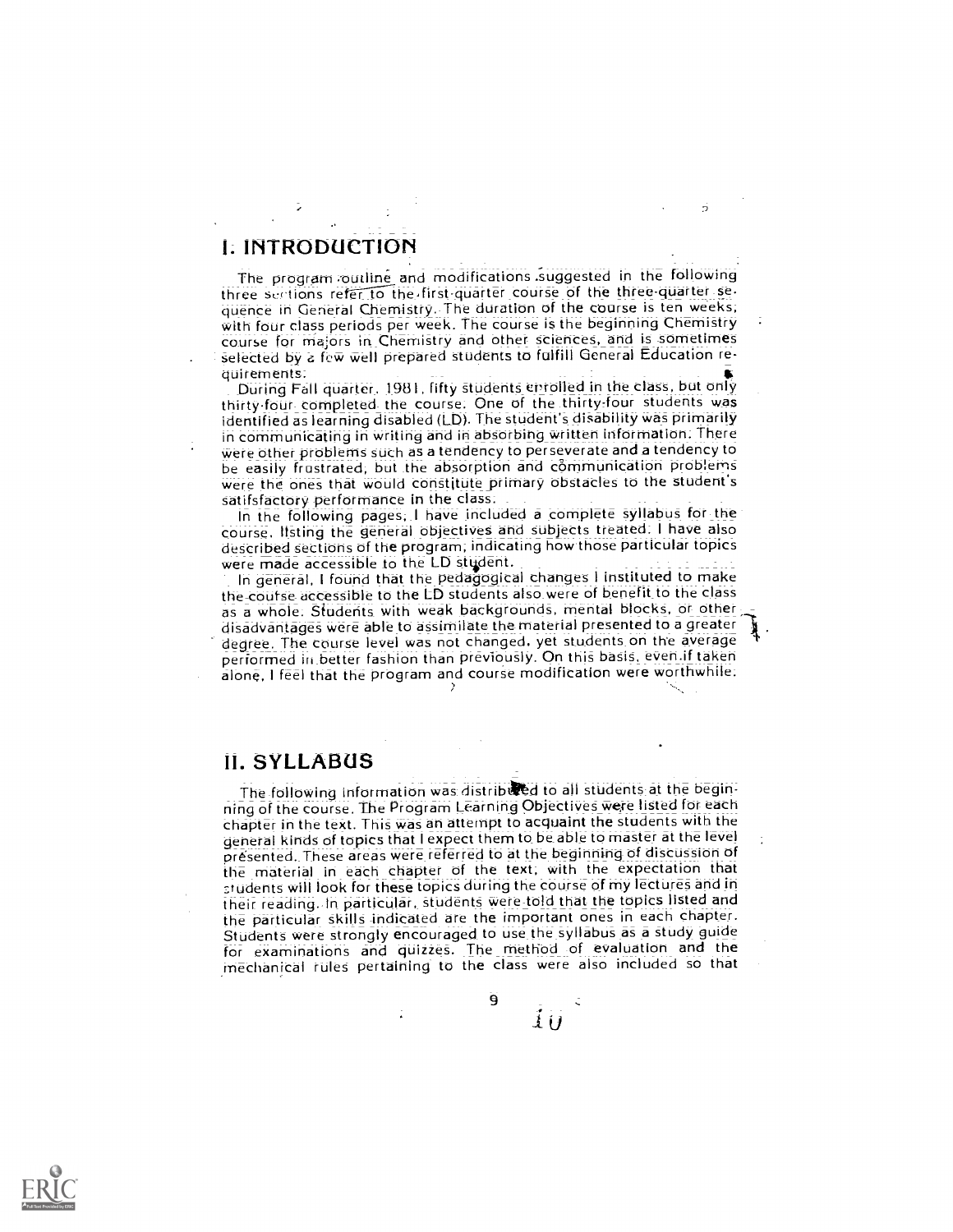# I. INTRODUCTION

The program outline and modifications suggested in the following three sections refer to the first-quarter course of the three-quarter sequence in General Chemistry. The duration of the course is ten weeks, with four class periods per week. The course is the beginning Chemistry course for majors in Chemistry and other sciences, and is sometimes selected by a few well prepared students to fulfill General Education requirements.

During Fall quarter, 1981, fifty students enrolled in the class, but only thirty-four completed the course. One of the thirty-four students was identified as learning disabled (LD). The student's disability was primarily in communicating in writing and in absorbing written information. There were other problems such as a tendency to perseverate and a tendency to be easily frustrated, but the absorption and communication problems were the ones that would constitute primary obstacles to the student's satisfactory performance in the class.

In the following pages, I have included a complete syllabus for the course, listing the general objectives and subjects treated. I have also described sections of the program, indicating how those particular topics were made accessible to the LD student.

In general, I found that the pedagogical changes I instituted to make the course accessible to the LD students also were of benefit to the class as a whole. Students with weak backgrounds, mental blocks, or other disadvantages were able to assimilate the material presented to a greater degree. The course level was not changed, yet students on the average performed in better fashion than previously. On this basis, even if taken alone, I feel that the program and course modification were worthwhile.

# II. SYLLABUS

The following information was distributed to all students at the beginning of the course. The Program Learning Objectives were listed for each chapter in the text. This was an attempt to acquaint the students with the general kinds of topics that I expect them to be able to master at the level presented. These areas were referred to at the beginning of discussion of the material in each chapter of the text, with the expectation that students will look for these topics during the course of my lectures and in their reading. In particular, students were told that the topics listed and the particular skills indicated are the important ones in each chapter. Students were strongly encouraged to use the syllabus as a study guide for examinations and quizzes. The method of evaluation and the mechanical rules pertaining to the class were also included so that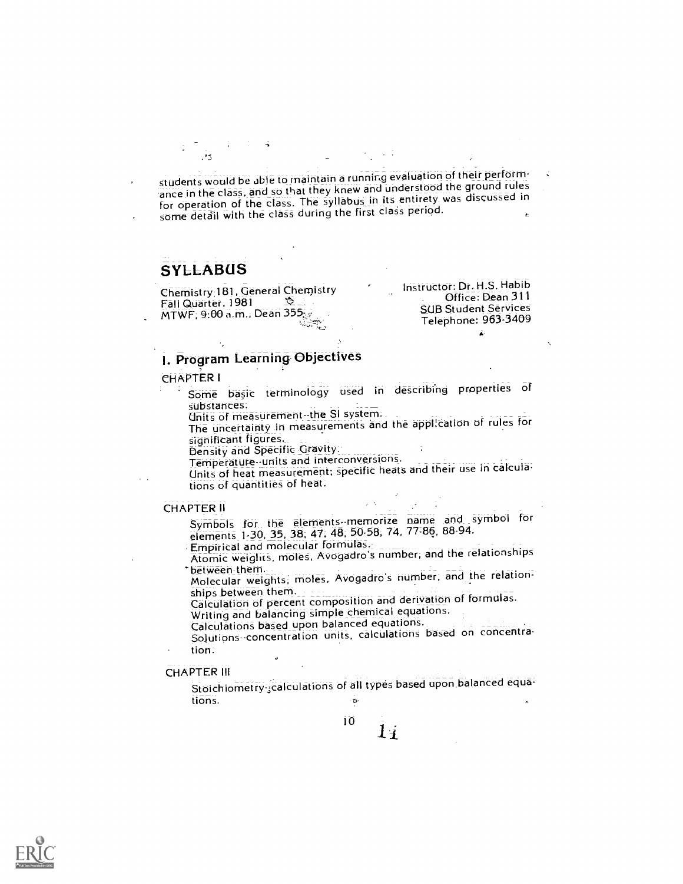students would be able to maintain a running evaluation of their performance in the class, and so that they knew and understood the ground rules for operation of the class. The syllabus in its entirety was discussed in some detail with the class during the first class period.

# SYLLABUS

Chemistry 181, General Chemistry
Fall Quarter, 1981
MTWF, 9:00 a.m., Dean 355

Instructor: Dr. H.S. Habib
Office: Dean 311
SUB Student Services
Telephone: 963-3409

## I. Program Learning Objectives

### CHAPTER I

- Some basic terminology used in describing properties of substances.
- Units of measurement--the SI system.
- The uncertainty in measurements and the application of rules for significant figures.
- Density and Specific Gravity.
- Temperature--units and interconversions.
- Units of heat measurement; specific heats and their use in calculations of quantities of heat.

### CHAPTER II

- Symbols for the elements--memorize name and symbol for elements 1-30, 35, 38, 47, 48, 50-58, 74, 77-86, 88-94.
- Empirical and molecular formulas.
- Atomic weights, moles, Avogadro's number, and the relationships between them.
- Molecular weights, moles, Avogadro's number, and the relationships between them.
- Calculation of percent composition and derivation of formulas.
- Writing and balancing simple chemical equations.
- Calculations based upon balanced equations.
- Solutions--concentration units, calculations based on concentration.

### CHAPTER III

- Stoichiometry--calculations of all types based upon balanced equations.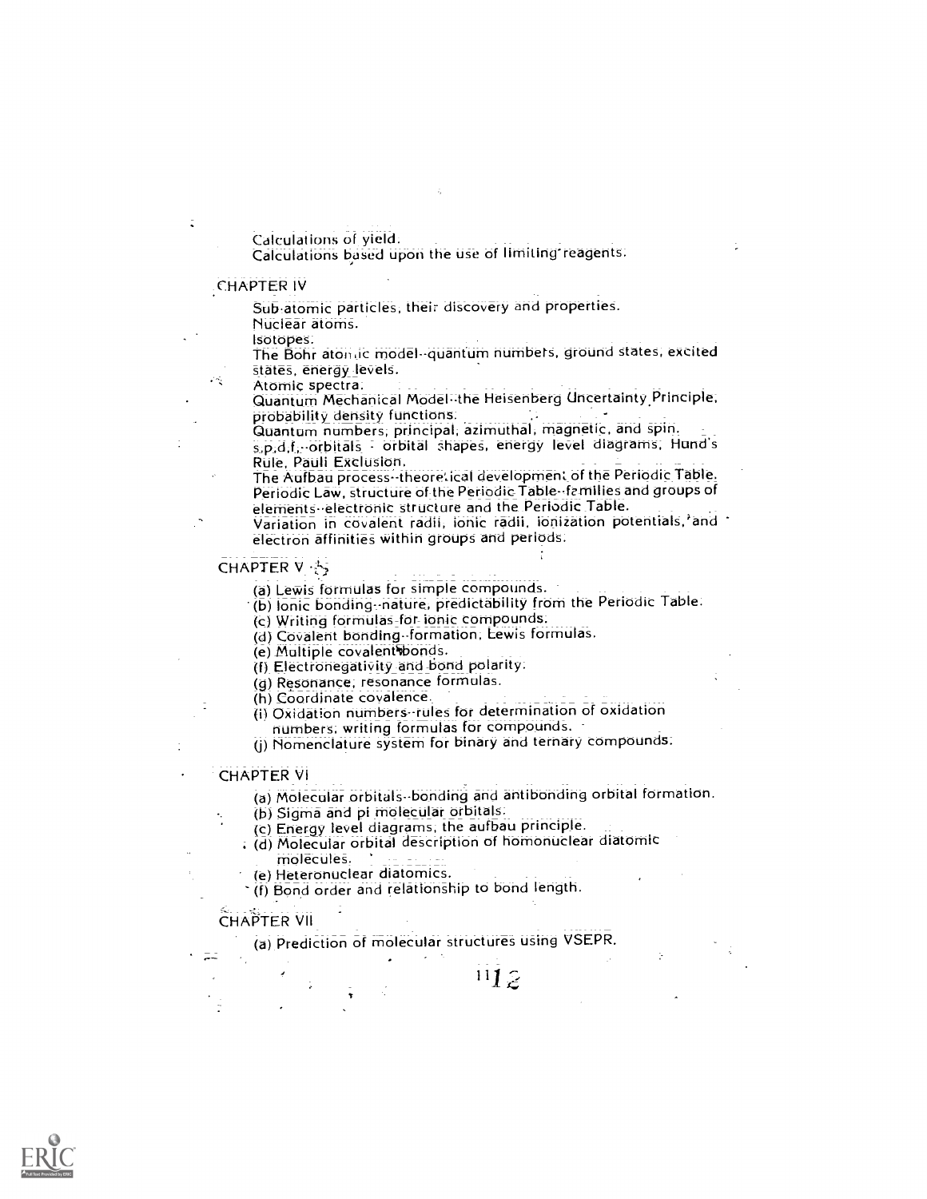Calculations of yield.
Calculations based upon the use of limiting reagents.

## CHAPTER IV

Sub-atomic particles, their discovery and properties.
Nuclear atoms.
Isotopes.
The Bohr atomic model--quantum numbers, ground states, excited states, energy levels.
Atomic spectra.
Quantum Mechanical Model--the Heisenberg Uncertainty Principle, probability density functions.
Quantum numbers, principal, azimuthal, magnetic, and spin.
s,p,d,f,--orbitals - orbital shapes, energy level diagrams, Hund's Rule, Pauli Exclusion.
The Aufbau process--theoretical development of the Periodic Table.
Periodic Law, structure of the Periodic Table--families and groups of elements--electronic structure and the Periodic Table.
Variation in covalent radii, ionic radii, ionization potentials, and electron affinities within groups and periods.

## CHAPTER V

(a) Lewis formulas for simple compounds.
(b) Ionic bonding--nature, predictability from the Periodic Table.
(c) Writing formulas for ionic compounds.
(d) Covalent bonding--formation, Lewis formulas.
(e) Multiple covalent bonds.
(f) Electronegativity and bond polarity.
(g) Resonance, resonance formulas.
(h) Coordinate covalence.
(i) Oxidation numbers--rules for determination of oxidation numbers, writing formulas for compounds.
(j) Nomenclature system for binary and ternary compounds.

## CHAPTER VI

(a) Molecular orbitals--bonding and antibonding orbital formation.
(b) Sigma and pi molecular orbitals.
(c) Energy level diagrams, the aufbau principle.
(d) Molecular orbital description of homonuclear diatomic molecules.
(e) Heteronuclear diatomics.
(f) Bond order and relationship to bond length.

## CHAPTER VII

(a) Prediction of molecular structures using VSEPR.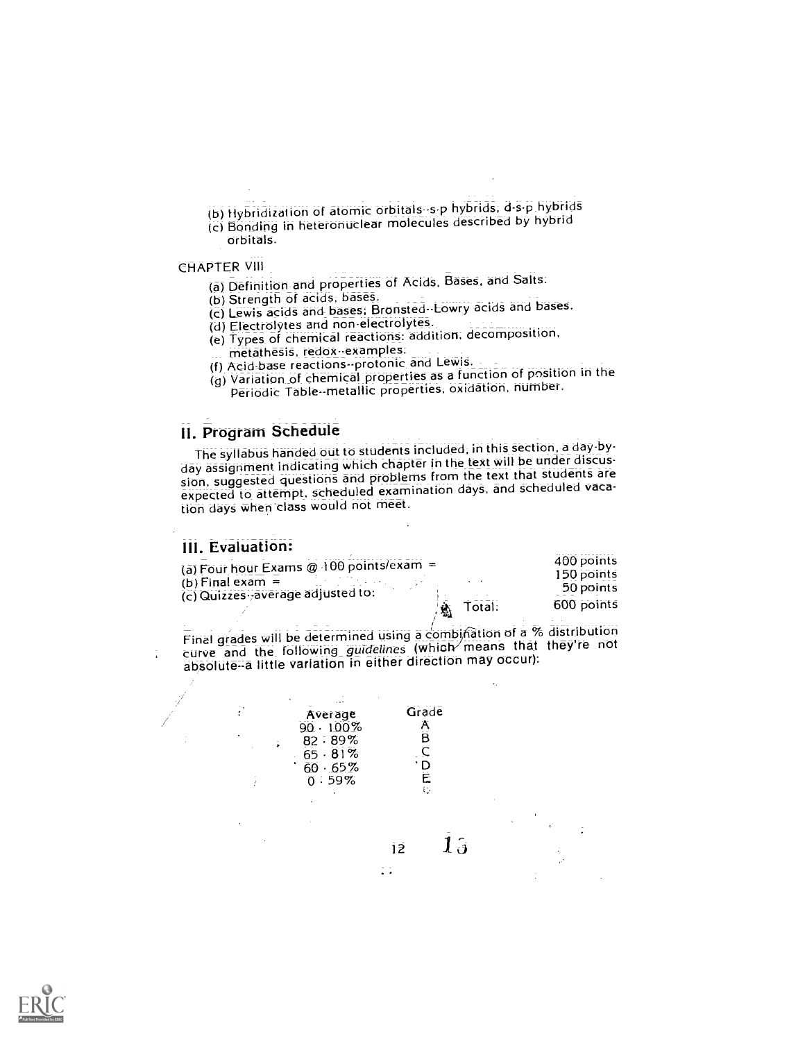(b) Hybridization of atomic orbitals--s-p hybrids, d-s-p hybrids
(c) Bonding in heteronuclear molecules described by hybrid orbitals.

CHAPTER VIII

(a) Definition and properties of Acids, Bases, and Salts.
(b) Strength of acids, bases.
(c) Lewis acids and bases; Bronsted--Lowry acids and bases.
(d) Electrolytes and non-electrolytes.
(e) Types of chemical reactions: addition, decomposition, metathesis, redox--examples.
(f) Acid-base reactions--protonic and Lewis.
(g) Variation of chemical properties as a function of position in the Periodic Table--metallic properties, oxidation, number.

## II. Program Schedule

The syllabus handed out to students included, in this section, a day-by-day assignment indicating which chapter in the text will be under discussion, suggested questions and problems from the text that students are expected to attempt, scheduled examination days, and scheduled vacation days when class would not meet.

## III. Evaluation:

| | | |
|---|---|---|
| (a) Four hour Exams @ 100 points/exam = | | 400 points |
| (b) Final exam = | | 150 points |
| (c) Quizzes--average adjusted to: | | 50 points |
| | Total: | 600 points |

Final grades will be determined using a combination of a % distribution curve and the following *guidelines* (which means that they're not absolute--a little variation in either direction may occur):

| Average | Grade |
|---|---|
| 90 - 100% | A |
| 82 - 89% | B |
| 65 - 81% | C |
| 60 - 65% | D |
| 0 - 59% | E |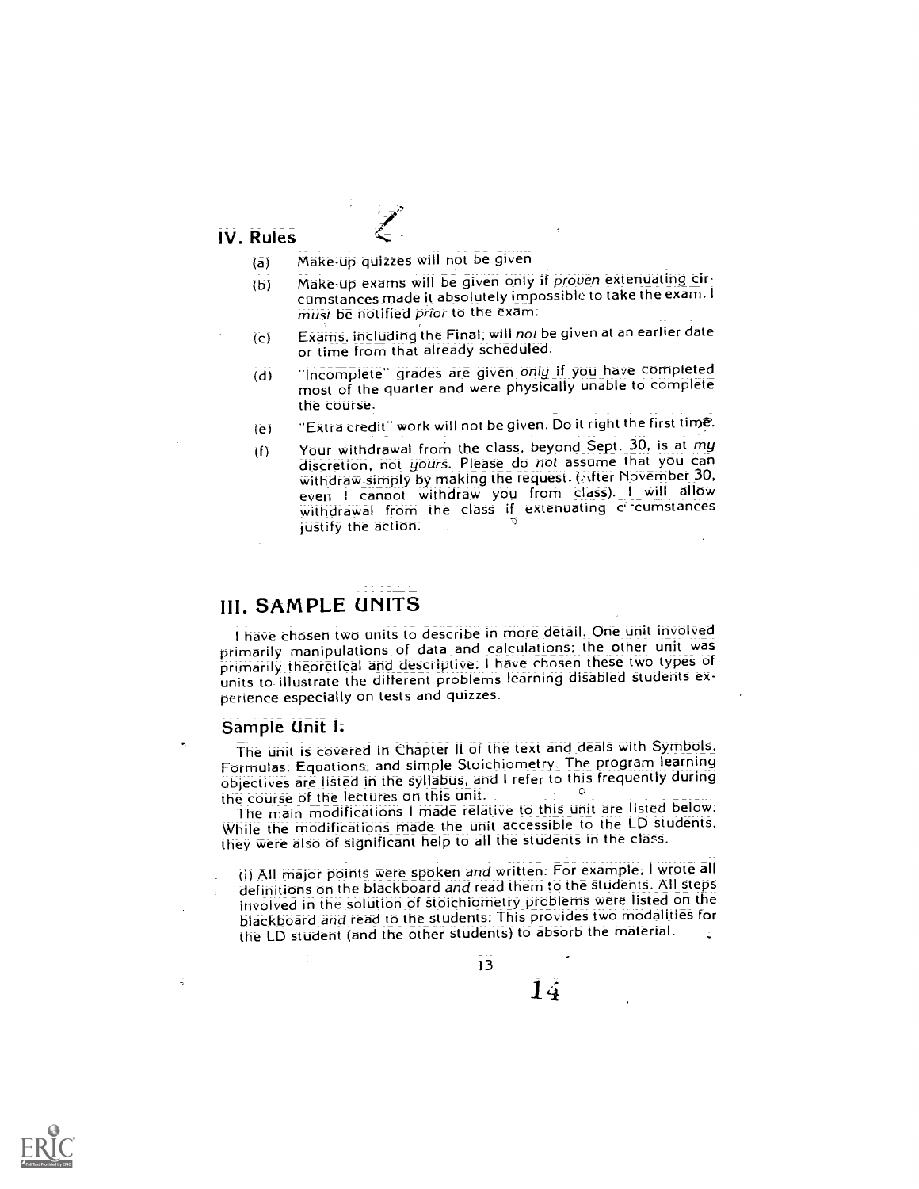## IV. Rules

(a) Make-up quizzes will not be given

(b) Make-up exams will be given only if *proven* extenuating circumstances made it absolutely impossible to take the exam. I *must* be notified *prior* to the exam.

(c) Exams, including the Final, will *not* be given at an earlier date or time from that already scheduled.

(d) "Incomplete" grades are given *only* if you have completed most of the quarter and were physically unable to complete the course.

(e) "Extra credit" work will not be given. Do it right the first time.

(f) Your withdrawal from the class, beyond Sept. 30, is at *my* discretion, not *yours*. Please do *not* assume that you can withdraw simply by making the request. (After November 30, even I cannot withdraw you from class). I will allow withdrawal from the class if extenuating circumstances justify the action.

# III. SAMPLE UNITS

I have chosen two units to describe in more detail. One unit involved primarily manipulations of data and calculations; the other unit was primarily theoretical and descriptive. I have chosen these two types of units to illustrate the different problems learning disabled students experience especially on tests and quizzes.

## Sample Unit I:

The unit is covered in Chapter II of the text and deals with Symbols, Formulas, Equations, and simple Stoichiometry. The program learning objectives are listed in the syllabus, and I refer to this frequently during the course of the lectures on this unit.

The main modifications I made relative to this unit are listed below. While the modifications made the unit accessible to the LD students, they were also of significant help to all the students in the class.

(i) All major points were spoken *and* written. For example, I wrote all definitions on the blackboard *and* read them to the students. All steps involved in the solution of stoichiometry problems were listed on the blackboard *and* read to the students. This provides two modalities for the LD student (and the other students) to absorb the material.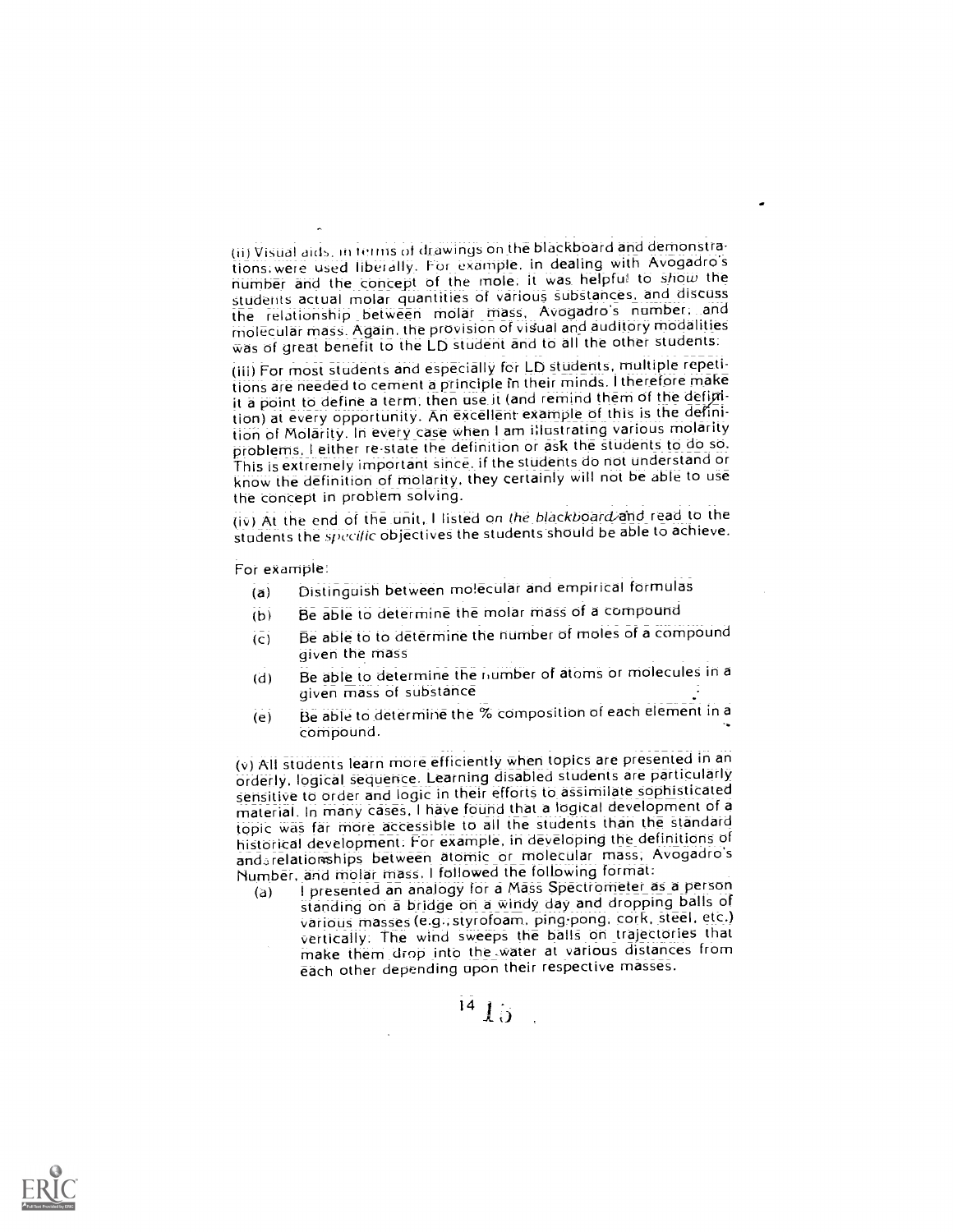(ii) Visual aids, in terms of drawings on the blackboard and demonstrations, were used liberally. For example, in dealing with Avogadro's number and the concept of the mole, it was helpful to *show* the students actual molar quantities of various substances, and discuss the relationship between molar mass, Avogadro's number, and molecular mass. Again, the provision of visual and auditory modalities was of great benefit to the LD student and to all the other students.

(iii) For most students and especially for LD students, multiple repetitions are needed to cement a principle in their minds. I therefore make it a point to define a term, then use it (and remind them of the definition) at every opportunity. An excellent example of this is the definition of Molarity. In every case when I am illustrating various molarity problems, I either re-state the definition or ask the students to do so. This is extremely important since, if the students do not understand or know the definition of molarity, they certainly will not be able to use the concept in problem solving.

(iv) At the end of the unit, I listed on *the blackboard* and read to the students the *specific* objectives the students should be able to achieve.

For example:

- (a) Distinguish between molecular and empirical formulas
- (b) Be able to determine the molar mass of a compound
- (c) Be able to to determine the number of moles of a compound given the mass
- (d) Be able to determine the number of atoms or molecules in a given mass of substance
- (e) Be able to determine the % composition of each element in a compound.

(v) All students learn more efficiently when topics are presented in an orderly, logical sequence. Learning disabled students are particularly sensitive to order and logic in their efforts to assimilate sophisticated material. In many cases, I have found that a logical development of a topic was far more accessible to all the students than the standard historical development. For example, in developing the definitions of and relationships between atomic or molecular mass, Avogadro's Number, and molar mass, I followed the following format:

- (a) I presented an analogy for a Mass Spectrometer as a person standing on a bridge on a windy day and dropping balls of various masses (e.g., styrofoam, ping-pong, cork, steel, etc.) vertically. The wind sweeps the balls on trajectories that make them drop into the water at various distances from each other depending upon their respective masses.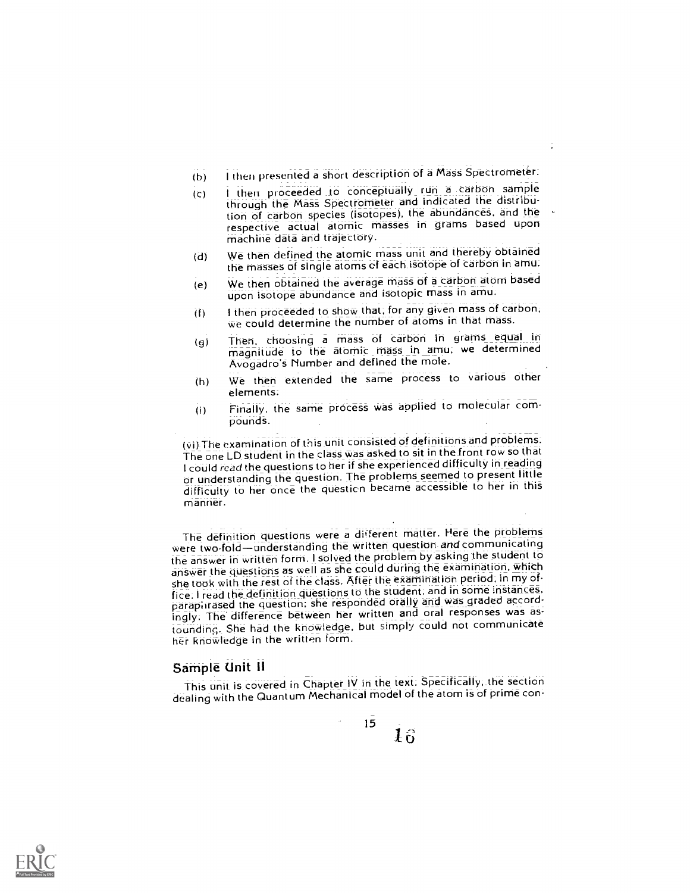(b) I then presented a short description of a Mass Spectrometer.

(c) I then proceeded to conceptually run a carbon sample through the Mass Spectrometer and indicated the distribution of carbon species (isotopes), the abundances, and the respective actual atomic masses in grams based upon machine data and trajectory.

(d) We then defined the atomic mass unit and thereby obtained the masses of single atoms of each isotope of carbon in amu.

(e) We then obtained the average mass of a carbon atom based upon isotope abundance and isotopic mass in amu.

(f) I then proceeded to show that, for any given mass of carbon, we could determine the number of atoms in that mass.

(g) Then, choosing a mass of carbon in grams equal in magnitude to the atomic mass in amu, we determined Avogadro's Number and defined the mole.

(h) We then extended the same process to various other elements.

(i) Finally, the same process was applied to molecular compounds.

(vi) The examination of this unit consisted of definitions and problems. The one LD student in the class was asked to sit in the front row so that I could *read* the questions to her if she experienced difficulty in reading or understanding the question. The problems seemed to present little difficulty to her once the question became accessible to her in this manner.

The definition questions were a different matter. Here the problems were two-fold—understanding the written question *and* communicating the answer in written form. I solved the problem by asking the student to answer the questions as well as she could during the examination, which she took with the rest of the class. After the examination period, in my office, I read the definition questions to the student, and in some instances, paraphrased the question; she responded orally and was graded accordingly. The difference between her written and oral responses was astounding. She had the knowledge, but simply could not communicate her knowledge in the written form.

## Sample Unit II

This unit is covered in Chapter IV in the text. Specifically, the section dealing with the Quantum Mechanical model of the atom is of prime con-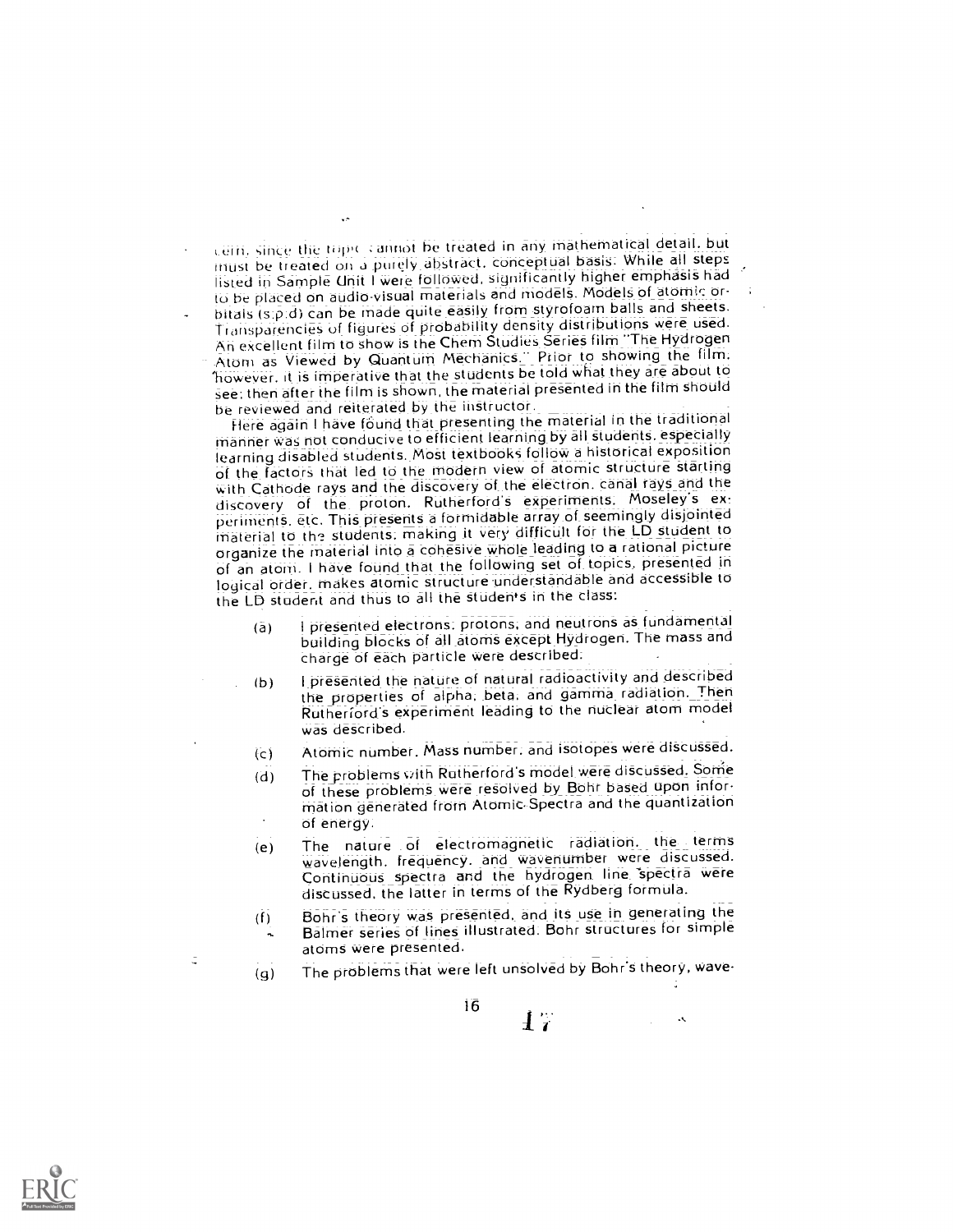cern, since the topic cannot be treated in any mathematical detail, but must be treated on a purely abstract, conceptual basis. While all steps listed in Sample Unit I were followed, significantly higher emphasis had to be placed on audio-visual materials and models. Models of atomic orbitals (s,p,d) can be made quite easily from styrofoam balls and sheets. Transparencies of figures of probability density distributions were used. An excellent film to show is the Chem Studies Series film "The Hydrogen Atom as Viewed by Quantum Mechanics." Prior to showing the film, however, it is imperative that the students be told what they are about to see; then after the film is shown, the material presented in the film should be reviewed and reiterated by the instructor.

Here again I have found that presenting the material in the traditional manner was not conducive to efficient learning by all students, especially learning disabled students. Most textbooks follow a historical exposition of the factors that led to the modern view of atomic structure starting with Cathode rays and the discovery of the electron, canal rays and the discovery of the proton, Rutherford's experiments, Moseley's experiments, etc. This presents a formidable array of seemingly disjointed material to the students, making it very difficult for the LD student to organize the material into a cohesive whole leading to a rational picture of an atom. I have found that the following set of topics, presented in logical order, makes atomic structure understandable and accessible to the LD student and thus to all the students in the class:

(a) I presented electrons, protons, and neutrons as fundamental building blocks of all atoms except Hydrogen. The mass and charge of each particle were described.

(b) I presented the nature of natural radioactivity and described the properties of alpha, beta, and gamma radiation. Then Rutherford's experiment leading to the nuclear atom model was described.

(c) Atomic number, Mass number, and isotopes were discussed.

(d) The problems with Rutherford's model were discussed. Some of these problems were resolved by Bohr based upon information generated from Atomic Spectra and the quantization of energy.

(e) The nature of electromagnetic radiation, the terms wavelength, frequency, and wavenumber were discussed. Continuous spectra and the hydrogen line spectra were discussed, the latter in terms of the Rydberg formula.

(f) Bohr's theory was presented, and its use in generating the Balmer series of lines illustrated. Bohr structures for simple atoms were presented.

(g) The problems that were left unsolved by Bohr's theory, wave-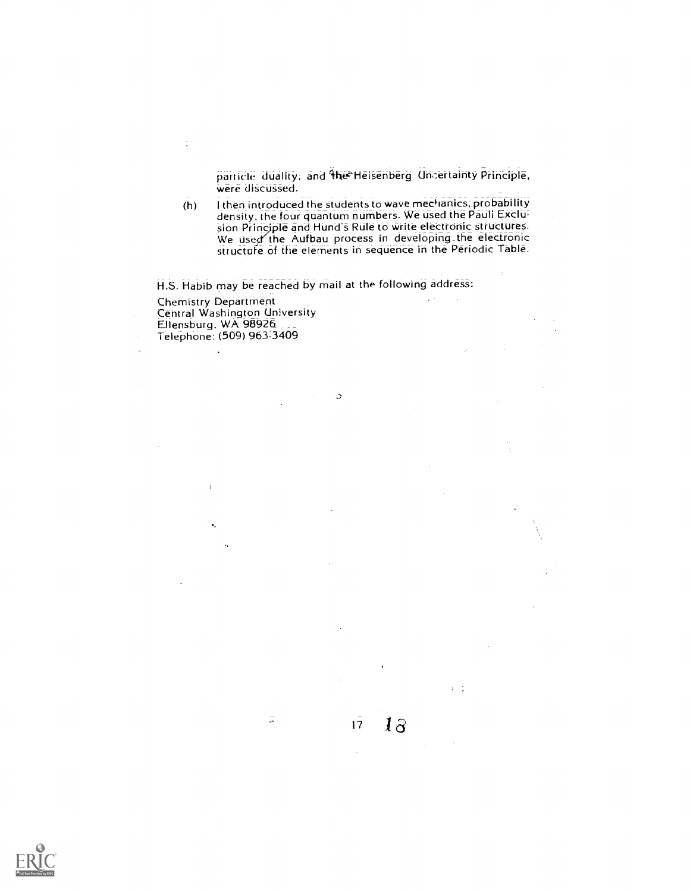particle duality, and the Heisenberg Uncertainty Principle, were discussed.

(h) I then introduced the students to wave mechanics, probability density, the four quantum numbers. We used the Pauli Exclusion Principle and Hund's Rule to write electronic structures. We used the Aufbau process in developing the electronic structure of the elements in sequence in the Periodic Table.

H.S. Habib may be reached by mail at the following address:

Chemistry Department
Central Washington University
Ellensburg, WA 98926
Telephone: (509) 963-3409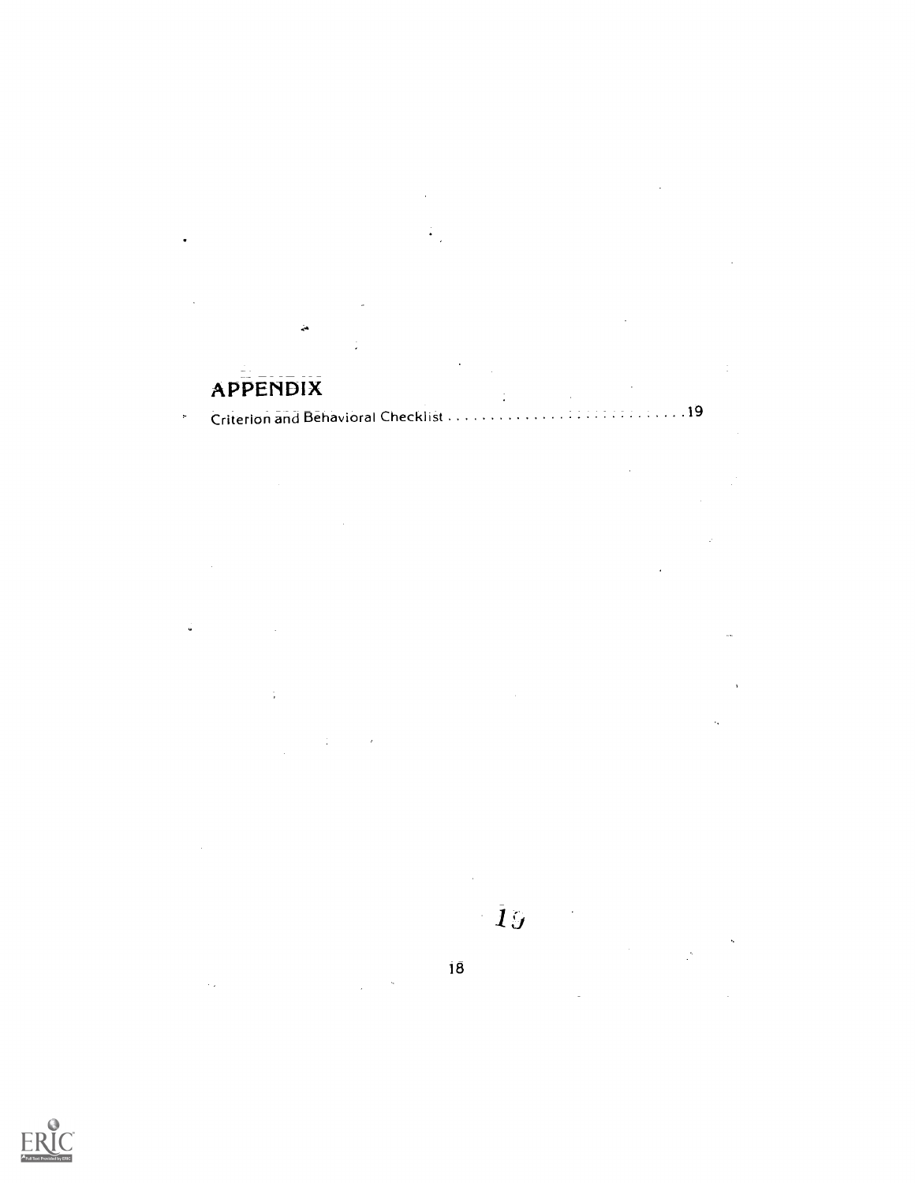## APPENDIX

Criterion and Behavioral Checklist . . . . . . . . . . . . . . . . . . . . . . . . . . . . . . . . . . . . . . . . . . .19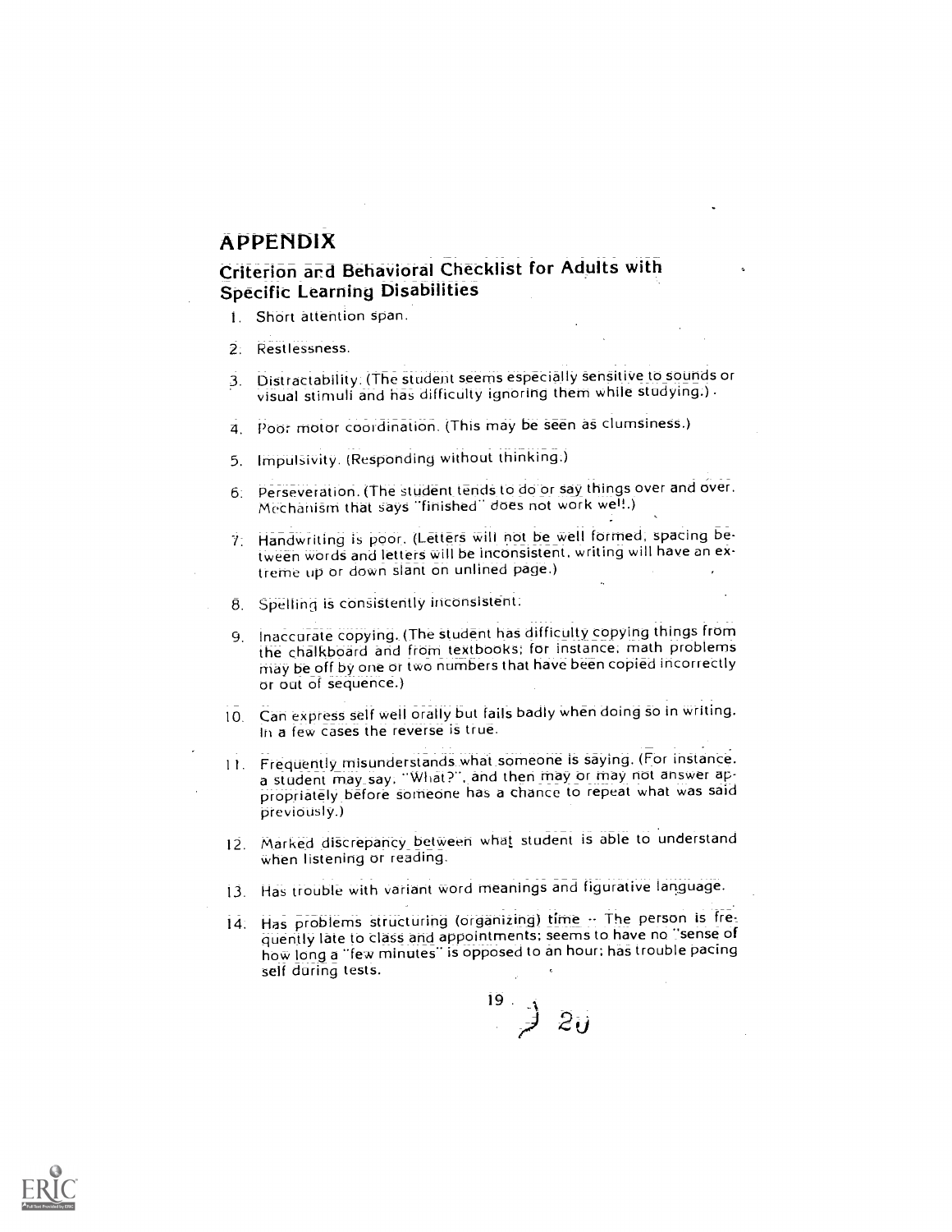# APPENDIX

## Criterion and Behavioral Checklist for Adults with Specific Learning Disabilities

1. Short attention span.

2. Restlessness.

3. Distractability. (The student seems especially sensitive to sounds or visual stimuli and has difficulty ignoring them while studying.).

4. Poor motor coordination. (This may be seen as clumsiness.)

5. Impulsivity. (Responding without thinking.)

6. Perseveration. (The student tends to do or say things over and over. Mechanism that says "finished" does not work well.)

7. Handwriting is poor. (Letters will not be well formed, spacing between words and letters will be inconsistent, writing will have an extreme up or down slant on unlined page.)

8. Spelling is consistently inconsistent.

9. Inaccurate copying. (The student has difficulty copying things from the chalkboard and from textbooks; for instance, math problems may be off by one or two numbers that have been copied incorrectly or out of sequence.)

10. Can express self well orally but fails badly when doing so in writing. In a few cases the reverse is true.

11. Frequently misunderstands what someone is saying. (For instance, a student may say, "What?", and then may or may not answer appropriately before someone has a chance to repeat what was said previously.)

12. Marked discrepancy between what student is able to understand when listening or reading.

13. Has trouble with variant word meanings and figurative language.

14. Has problems structuring (organizing) time -- The person is frequently late to class and appointments; seems to have no "sense of how long a "few minutes" is opposed to an hour; has trouble pacing self during tests.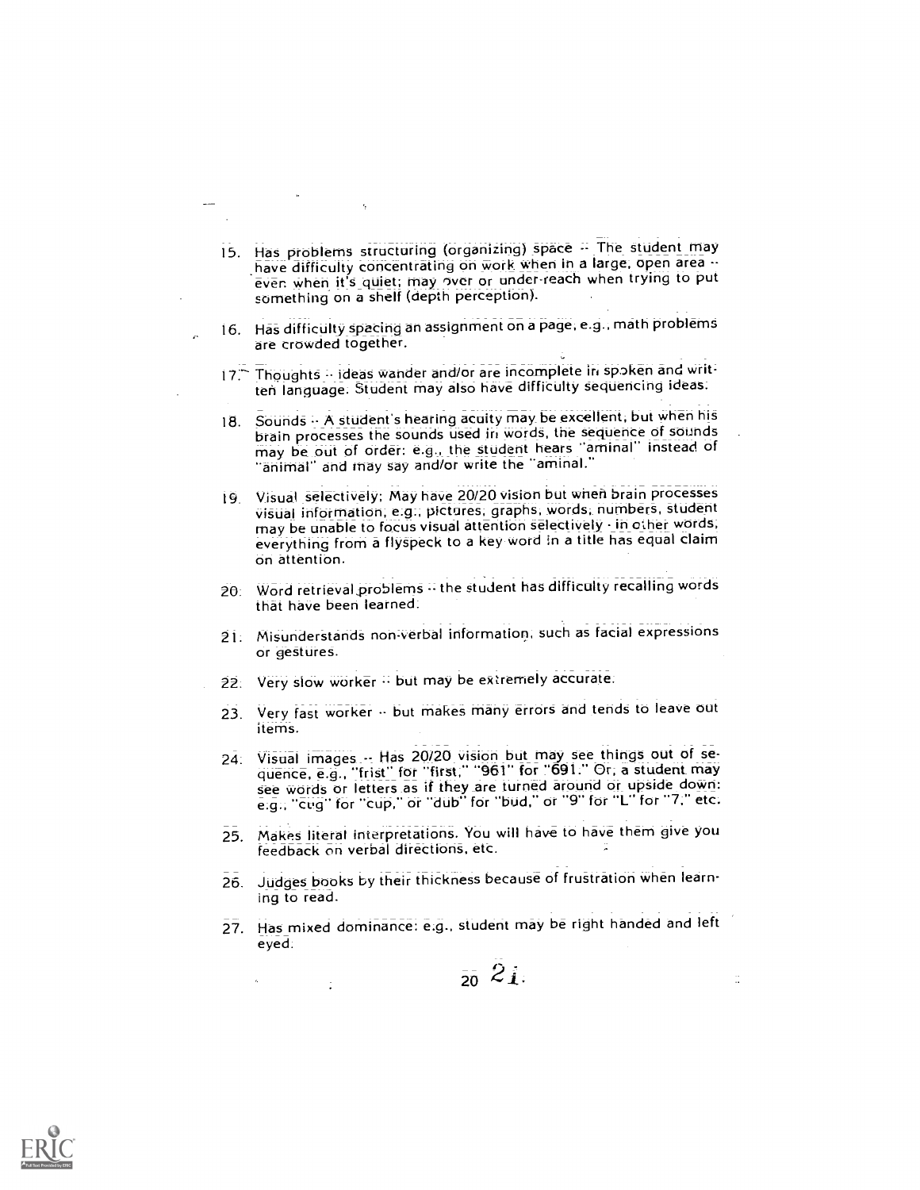15. Has problems structuring (organizing) space -- The student may have difficulty concentrating on work when in a large, open area -- even when it's quiet; may over or under-reach when trying to put something on a shelf (depth perception).

16. Has difficulty spacing an assignment on a page, e.g., math problems are crowded together.

17. Thoughts -- ideas wander and/or are incomplete in spoken and written language. Student may also have difficulty sequencing ideas.

18. Sounds -- A student's hearing acuity may be excellent, but when his brain processes the sounds used in words, the sequence of sounds may be out of order: e.g., the student hears "aminal" instead of "animal" and may say and/or write the "aminal."

19. Visual selectively; May have 20/20 vision but when brain processes visual information, e.g., pictures, graphs, words, numbers, student may be unable to focus visual attention selectively - in other words, everything from a flyspeck to a key word in a title has equal claim on attention.

20. Word retrieval problems -- the student has difficulty recalling words that have been learned.

21. Misunderstands non-verbal information, such as facial expressions or gestures.

22. Very slow worker -- but may be extremely accurate.

23. Very fast worker -- but makes many errors and tends to leave out items.

24. Visual images -- Has 20/20 vision but may see things out of sequence, e.g., "frist" for "first," "961" for "691." Or, a student may see words or letters as if they are turned around or upside down: e.g., "cug" for "cup," or "dub" for "bud," or "9" for "L" for "7," etc.

25. Makes literal interpretations. You will have to have them give you feedback on verbal directions, etc.

26. Judges books by their thickness because of frustration when learning to read.

27. Has mixed dominance: e.g., student may be right handed and left eyed.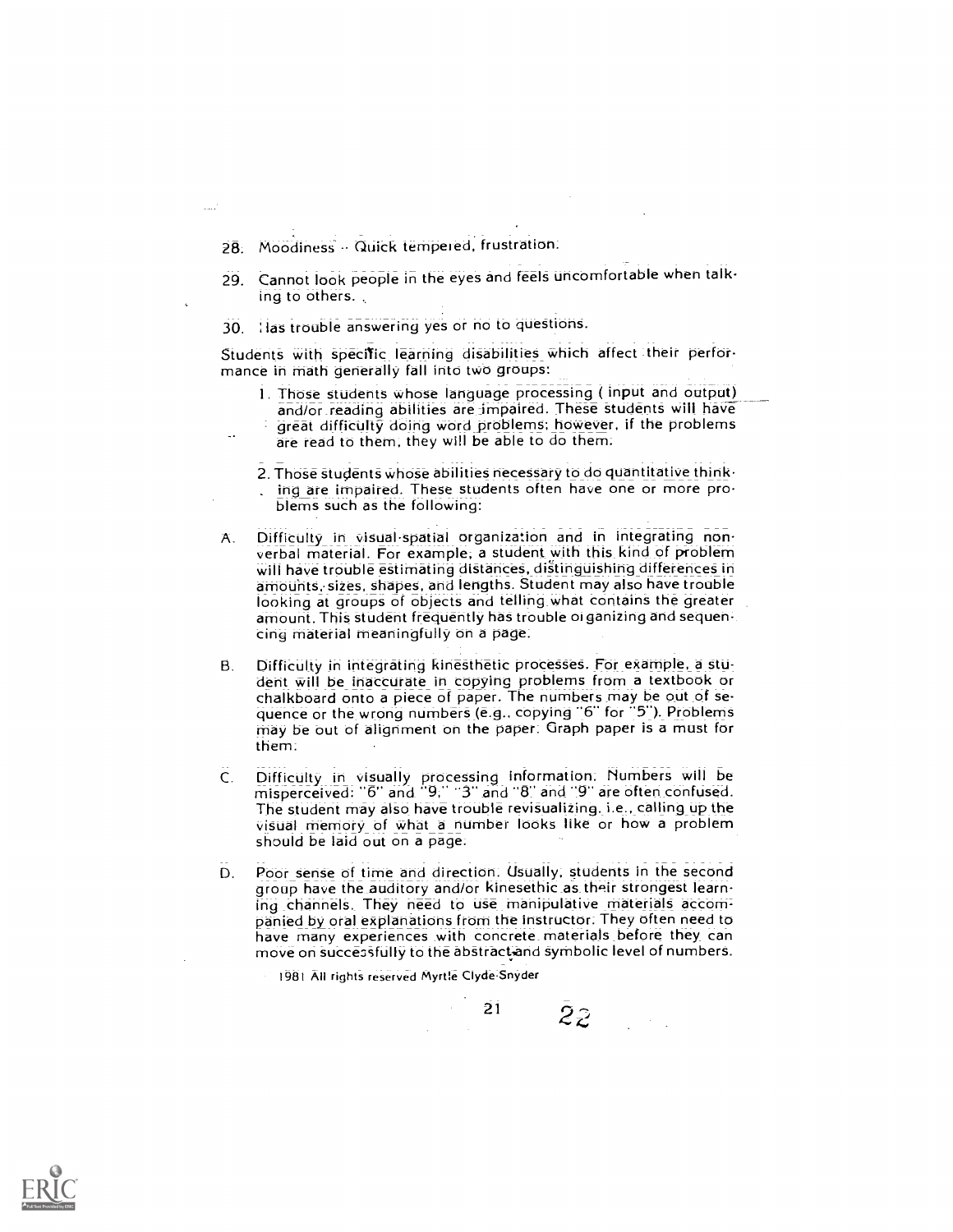28. Moodiness -- Quick tempered, frustration.

29. Cannot look people in the eyes and feels uncomfortable when talking to others.

30. Has trouble answering yes or no to questions.

Students with specific learning disabilities which affect their performance in math generally fall into two groups:

1. Those students whose language processing ( input and output) and/or reading abilities are impaired. These students will have great difficulty doing word problems; however, if the problems are read to them, they will be able to do them.

2. Those students whose abilities necessary to do quantitative thinking are impaired. These students often have one or more problems such as the following:

A. Difficulty in visual-spatial organization and in integrating nonverbal material. For example, a student with this kind of problem will have trouble estimating distances, distinguishing differences in amounts, sizes, shapes, and lengths. Student may also have trouble looking at groups of objects and telling what contains the greater amount. This student frequently has trouble organizing and sequencing material meaningfully on a page.

B. Difficulty in integrating kinesthetic processes. For example, a student will be inaccurate in copying problems from a textbook or chalkboard onto a piece of paper. The numbers may be out of sequence or the wrong numbers (e.g., copying "6" for "5"). Problems may be out of alignment on the paper. Graph paper is a must for them.

C. Difficulty in visually processing information. Numbers will be misperceived: "6" and "9," "3" and "8" and "9" are often confused. The student may also have trouble revisualizing, i.e., calling up the visual memory of what a number looks like or how a problem should be laid out on a page.

D. Poor sense of time and direction. Usually, students in the second group have the auditory and/or kinesethic as their strongest learning channels. They need to use manipulative materials accompanied by oral explanations from the instructor. They often need to have many experiences with concrete materials before they can move on successfully to the abstract and symbolic level of numbers.

1981 All rights reserved Myrtle Clyde-Snyder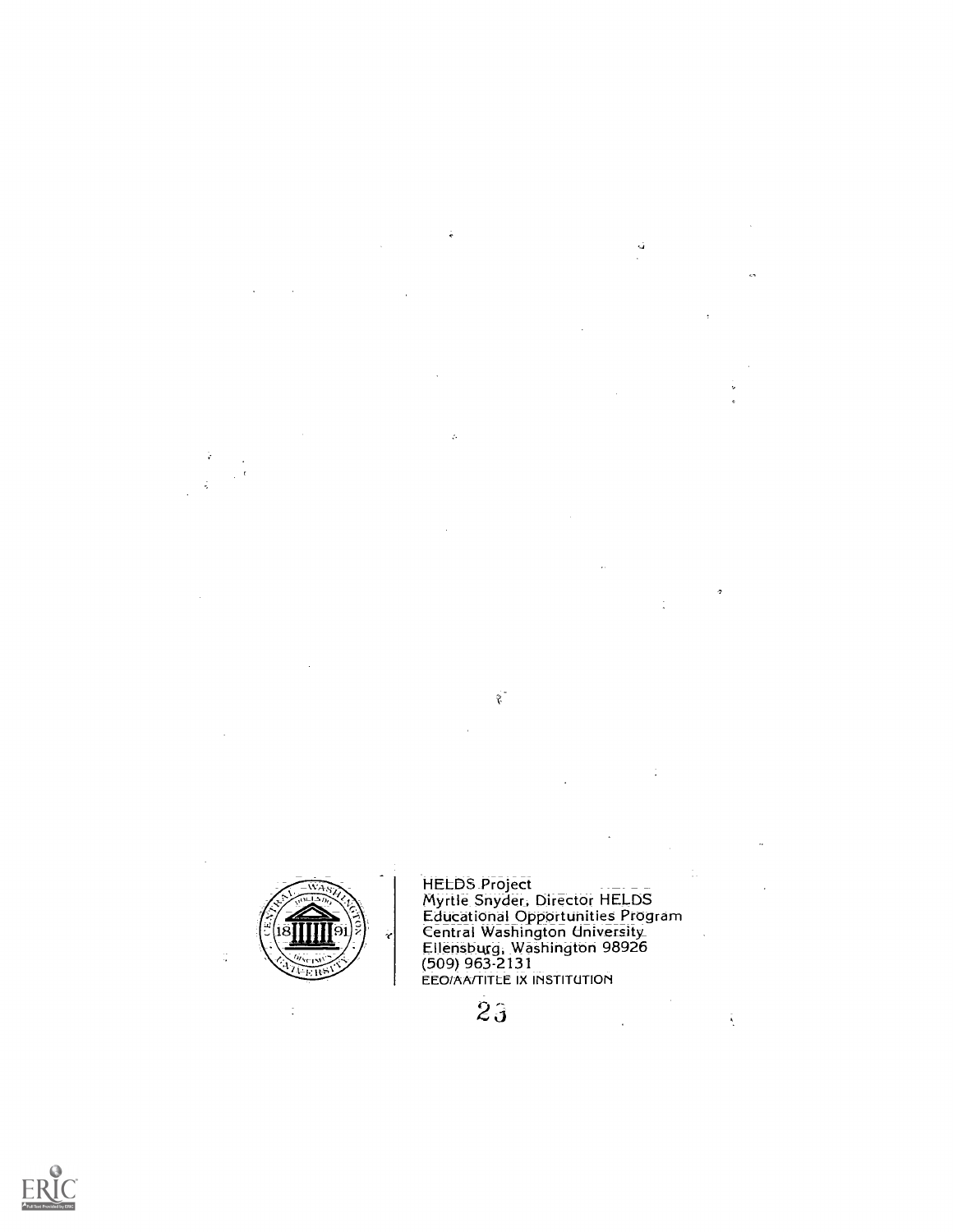HELDS Project
Myrtle Snyder, Director HELDS
Educational Opportunities Program
Central Washington University
Ellensburg, Washington 98926
(509) 963-2131
EEO/AA/TITLE IX INSTITUTION